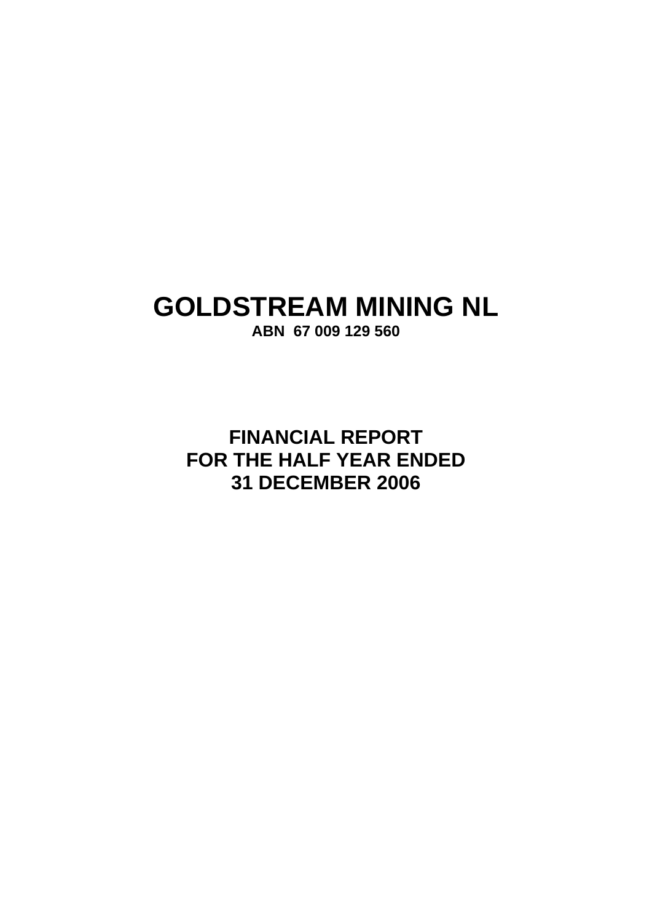# GOLDSTREAM MINING NL

**ABN 67 009 129 560**

## FINANCIAL REPORT
## FOR THE HALF YEAR ENDED
## 31 DECEMBER 2006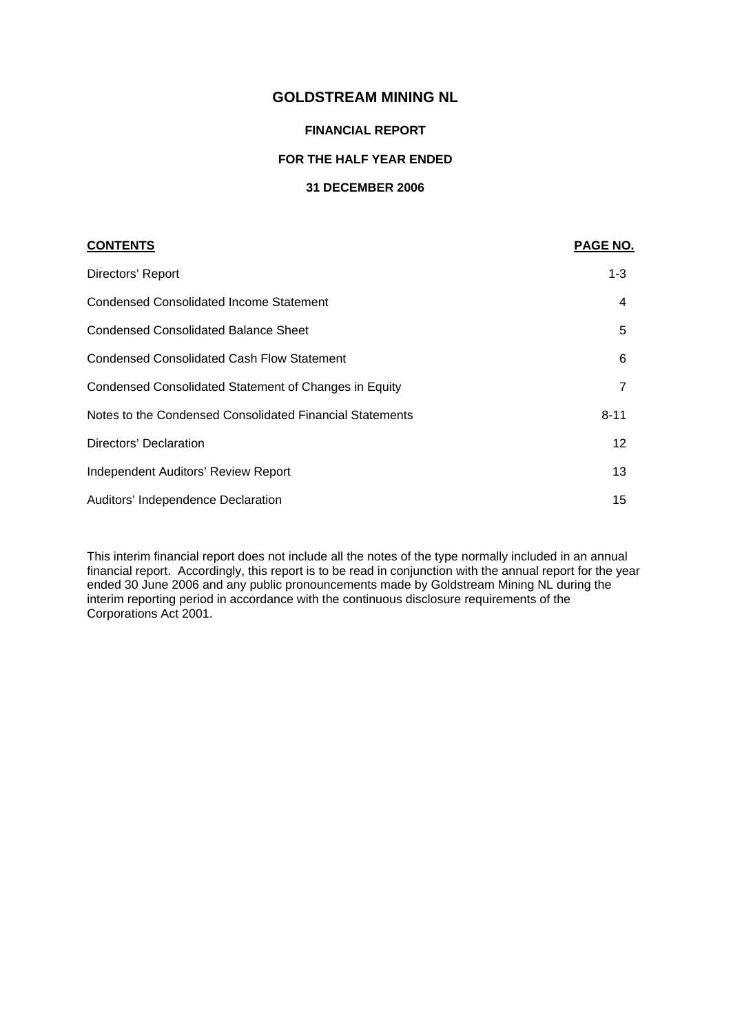# GOLDSTREAM MINING NL

**FINANCIAL REPORT**

**FOR THE HALF YEAR ENDED**

**31 DECEMBER 2006**

| CONTENTS | PAGE NO. |
|---|---|
| Directors' Report | 1-3 |
| Condensed Consolidated Income Statement | 4 |
| Condensed Consolidated Balance Sheet | 5 |
| Condensed Consolidated Cash Flow Statement | 6 |
| Condensed Consolidated Statement of Changes in Equity | 7 |
| Notes to the Condensed Consolidated Financial Statements | 8-11 |
| Directors' Declaration | 12 |
| Independent Auditors' Review Report | 13 |
| Auditors' Independence Declaration | 15 |

This interim financial report does not include all the notes of the type normally included in an annual financial report. Accordingly, this report is to be read in conjunction with the annual report for the year ended 30 June 2006 and any public pronouncements made by Goldstream Mining NL during the interim reporting period in accordance with the continuous disclosure requirements of the Corporations Act 2001.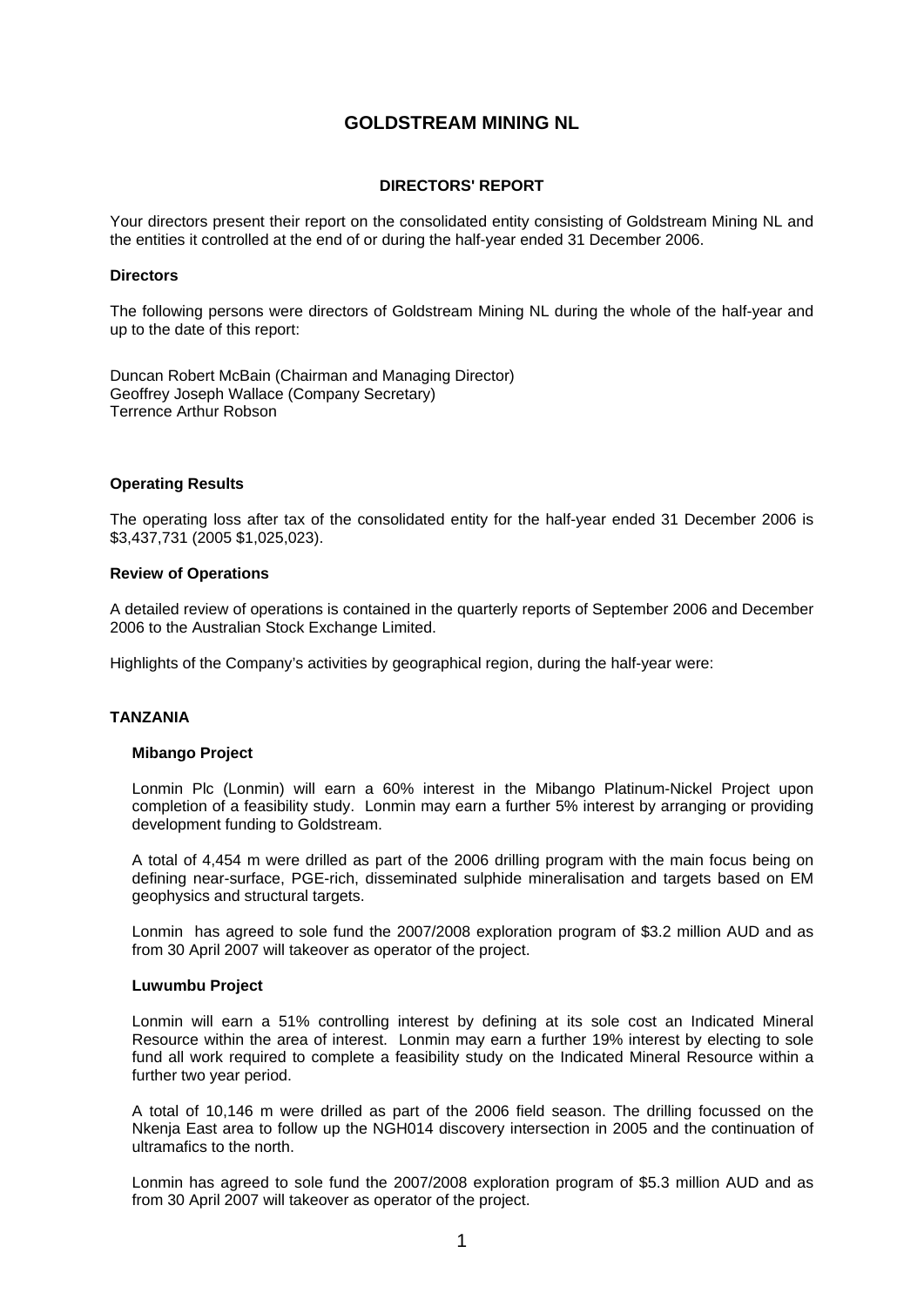# GOLDSTREAM MINING NL

## DIRECTORS' REPORT

Your directors present their report on the consolidated entity consisting of Goldstream Mining NL and the entities it controlled at the end of or during the half-year ended 31 December 2006.

### Directors

The following persons were directors of Goldstream Mining NL during the whole of the half-year and up to the date of this report:

Duncan Robert McBain (Chairman and Managing Director)
Geoffrey Joseph Wallace (Company Secretary)
Terrence Arthur Robson

### Operating Results

The operating loss after tax of the consolidated entity for the half-year ended 31 December 2006 is \$3,437,731 (2005 \$1,025,023).

### Review of Operations

A detailed review of operations is contained in the quarterly reports of September 2006 and December 2006 to the Australian Stock Exchange Limited.

Highlights of the Company's activities by geographical region, during the half-year were:

### TANZANIA

#### Mibango Project

Lonmin Plc (Lonmin) will earn a 60% interest in the Mibango Platinum-Nickel Project upon completion of a feasibility study. Lonmin may earn a further 5% interest by arranging or providing development funding to Goldstream.

A total of 4,454 m were drilled as part of the 2006 drilling program with the main focus being on defining near-surface, PGE-rich, disseminated sulphide mineralisation and targets based on EM geophysics and structural targets.

Lonmin has agreed to sole fund the 2007/2008 exploration program of \$3.2 million AUD and as from 30 April 2007 will takeover as operator of the project.

#### Luwumbu Project

Lonmin will earn a 51% controlling interest by defining at its sole cost an Indicated Mineral Resource within the area of interest. Lonmin may earn a further 19% interest by electing to sole fund all work required to complete a feasibility study on the Indicated Mineral Resource within a further two year period.

A total of 10,146 m were drilled as part of the 2006 field season. The drilling focussed on the Nkenja East area to follow up the NGH014 discovery intersection in 2005 and the continuation of ultramafics to the north.

Lonmin has agreed to sole fund the 2007/2008 exploration program of \$5.3 million AUD and as from 30 April 2007 will takeover as operator of the project.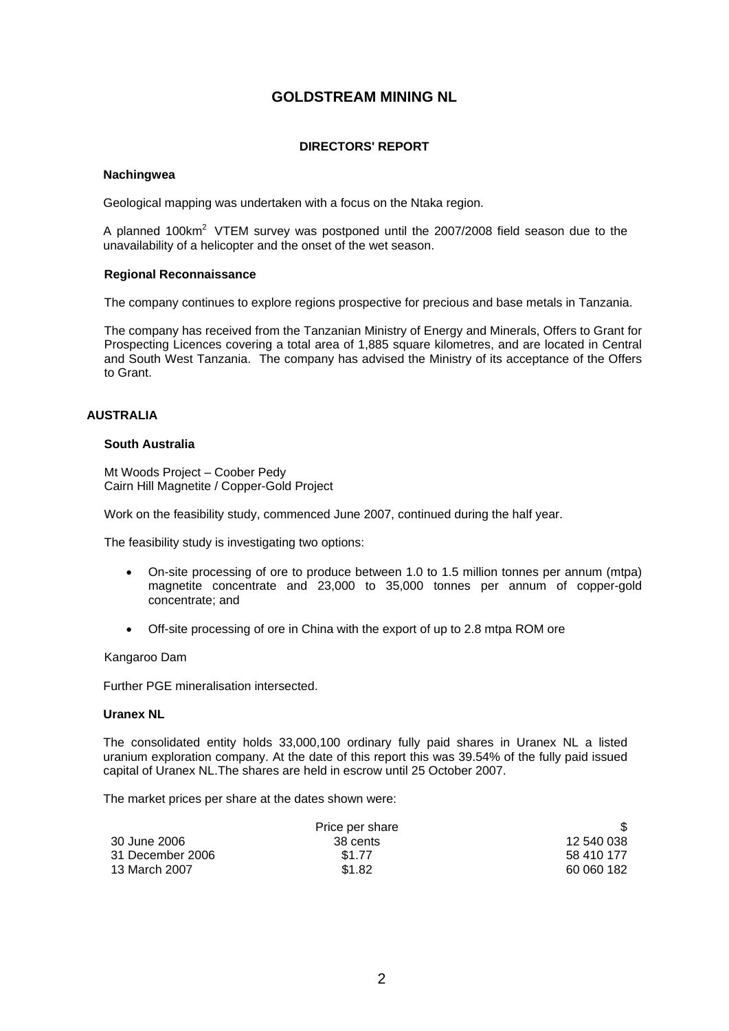# GOLDSTREAM MINING NL

## DIRECTORS' REPORT

**Nachingwea**

Geological mapping was undertaken with a focus on the Ntaka region.

A planned 100km$^2$ VTEM survey was postponed until the 2007/2008 field season due to the unavailability of a helicopter and the onset of the wet season.

**Regional Reconnaissance**

The company continues to explore regions prospective for precious and base metals in Tanzania.

The company has received from the Tanzanian Ministry of Energy and Minerals, Offers to Grant for Prospecting Licences covering a total area of 1,885 square kilometres, and are located in Central and South West Tanzania. The company has advised the Ministry of its acceptance of the Offers to Grant.

### AUSTRALIA

**South Australia**

Mt Woods Project – Coober Pedy
Cairn Hill Magnetite / Copper-Gold Project

Work on the feasibility study, commenced June 2007, continued during the half year.

The feasibility study is investigating two options:

- On-site processing of ore to produce between 1.0 to 1.5 million tonnes per annum (mtpa) magnetite concentrate and 23,000 to 35,000 tonnes per annum of copper-gold concentrate; and
- Off-site processing of ore in China with the export of up to 2.8 mtpa ROM ore

Kangaroo Dam

Further PGE mineralisation intersected.

**Uranex NL**

The consolidated entity holds 33,000,100 ordinary fully paid shares in Uranex NL a listed uranium exploration company. At the date of this report this was 39.54% of the fully paid issued capital of Uranex NL.The shares are held in escrow until 25 October 2007.

The market prices per share at the dates shown were:

| | Price per share | $ |
|---|---|---|
| 30 June 2006 | 38 cents | 12 540 038 |
| 31 December 2006 | $1.77 | 58 410 177 |
| 13 March 2007 | $1.82 | 60 060 182 |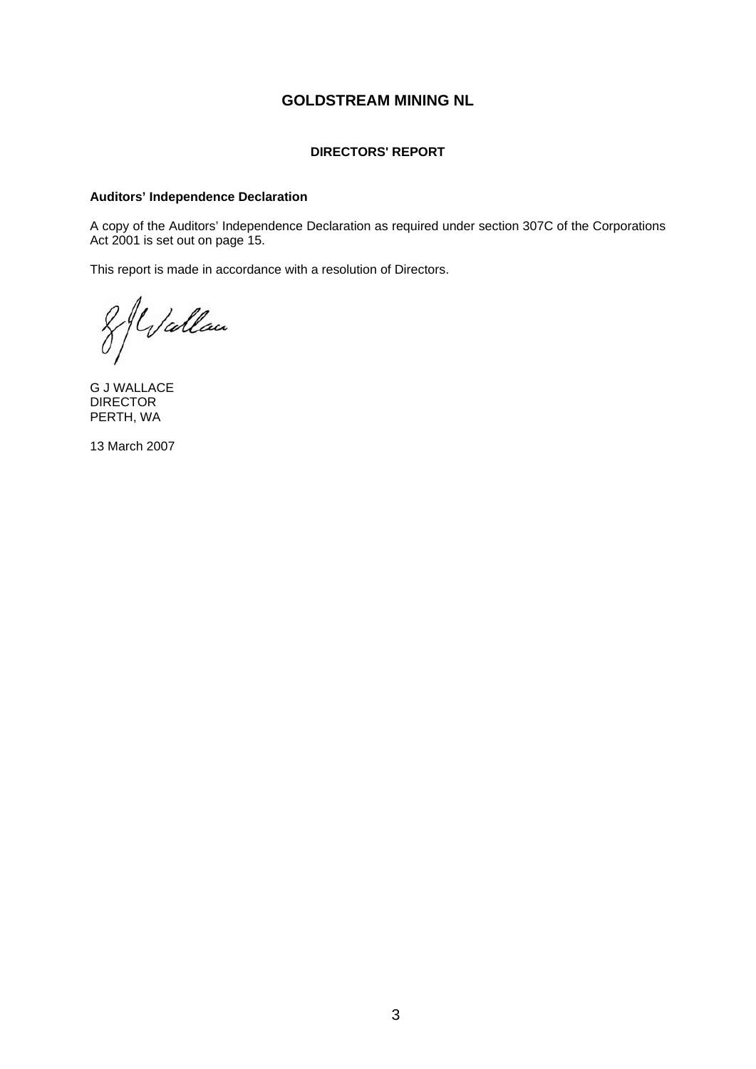# GOLDSTREAM MINING NL

## DIRECTORS' REPORT

**Auditors' Independence Declaration**

A copy of the Auditors' Independence Declaration as required under section 307C of the Corporations Act 2001 is set out on page 15.

This report is made in accordance with a resolution of Directors.

G J WALLACE
DIRECTOR
PERTH, WA

13 March 2007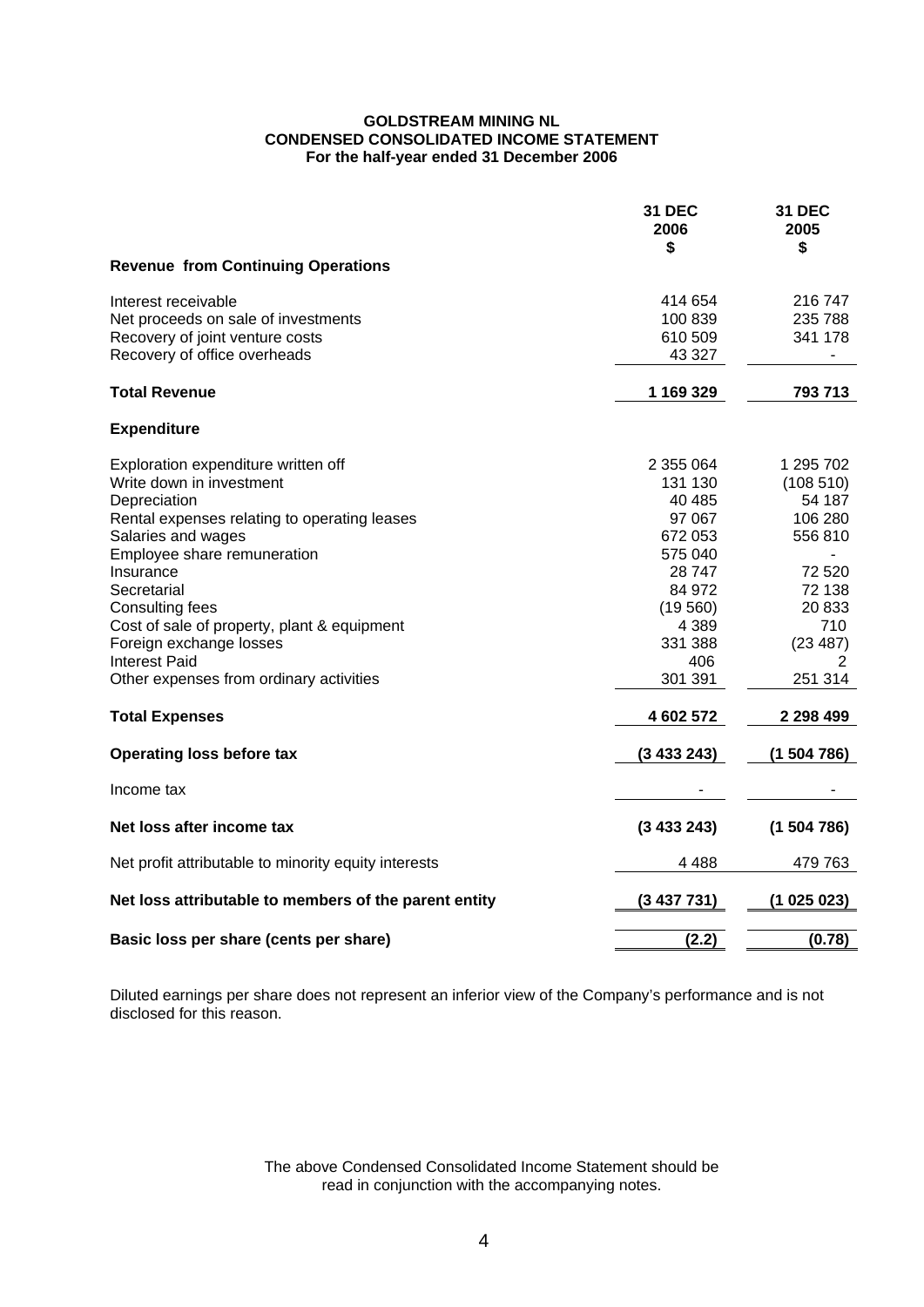# GOLDSTREAM MINING NL
## CONDENSED CONSOLIDATED INCOME STATEMENT
### For the half-year ended 31 December 2006

| | 31 DEC 2006 $ | 31 DEC 2005 $ |
|---|---|---|
| **Revenue from Continuing Operations** | | |
| Interest receivable | 414 654 | 216 747 |
| Net proceeds on sale of investments | 100 839 | 235 788 |
| Recovery of joint venture costs | 610 509 | 341 178 |
| Recovery of office overheads | 43 327 | - |
| **Total Revenue** | **1 169 329** | **793 713** |
| **Expenditure** | | |
| Exploration expenditure written off | 2 355 064 | 1 295 702 |
| Write down in investment | 131 130 | (108 510) |
| Depreciation | 40 485 | 54 187 |
| Rental expenses relating to operating leases | 97 067 | 106 280 |
| Salaries and wages | 672 053 | 556 810 |
| Employee share remuneration | 575 040 | - |
| Insurance | 28 747 | 72 520 |
| Secretarial | 84 972 | 72 138 |
| Consulting fees | (19 560) | 20 833 |
| Cost of sale of property, plant & equipment | 4 389 | 710 |
| Foreign exchange losses | 331 388 | (23 487) |
| Interest Paid | 406 | 2 |
| Other expenses from ordinary activities | 301 391 | 251 314 |
| **Total Expenses** | **4 602 572** | **2 298 499** |
| **Operating loss before tax** | **(3 433 243)** | **(1 504 786)** |
| Income tax | - | - |
| **Net loss after income tax** | **(3 433 243)** | **(1 504 786)** |
| Net profit attributable to minority equity interests | 4 488 | 479 763 |
| **Net loss attributable to members of the parent entity** | **(3 437 731)** | **(1 025 023)** |
| **Basic loss per share (cents per share)** | **(2.2)** | **(0.78)** |

Diluted earnings per share does not represent an inferior view of the Company's performance and is not disclosed for this reason.

The above Condensed Consolidated Income Statement should be read in conjunction with the accompanying notes.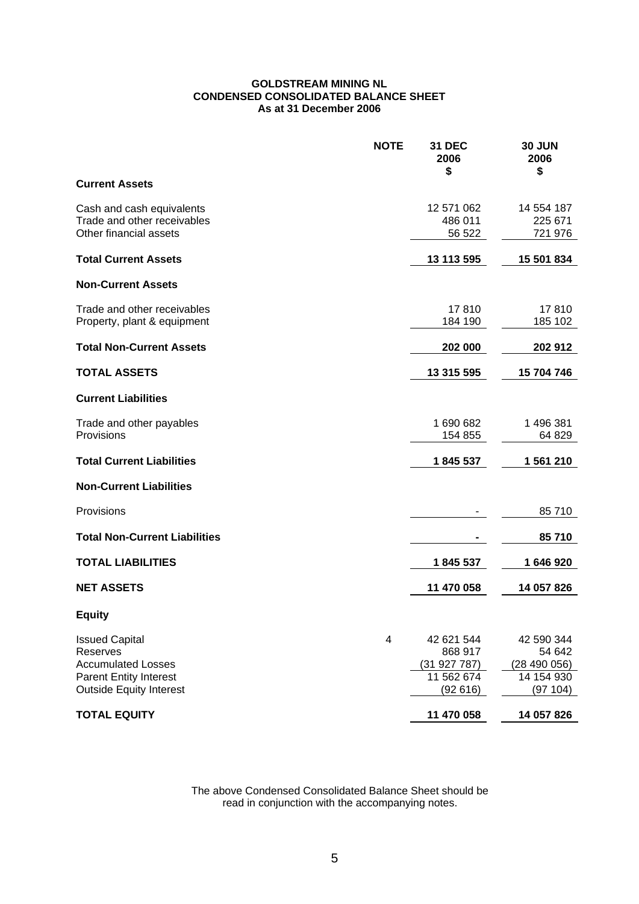**GOLDSTREAM MINING NL**
**CONDENSED CONSOLIDATED BALANCE SHEET**
**As at 31 December 2006**

| | NOTE | 31 DEC 2006 $ | 30 JUN 2006 $ |
|---|---|---|---|
| **Current Assets** | | | |
| Cash and cash equivalents | | 12 571 062 | 14 554 187 |
| Trade and other receivables | | 486 011 | 225 671 |
| Other financial assets | | 56 522 | 721 976 |
| **Total Current Assets** | | **13 113 595** | **15 501 834** |
| **Non-Current Assets** | | | |
| Trade and other receivables | | 17 810 | 17 810 |
| Property, plant & equipment | | 184 190 | 185 102 |
| **Total Non-Current Assets** | | **202 000** | **202 912** |
| **TOTAL ASSETS** | | **13 315 595** | **15 704 746** |
| **Current Liabilities** | | | |
| Trade and other payables | | 1 690 682 | 1 496 381 |
| Provisions | | 154 855 | 64 829 |
| **Total Current Liabilities** | | **1 845 537** | **1 561 210** |
| **Non-Current Liabilities** | | | |
| Provisions | | - | 85 710 |
| **Total Non-Current Liabilities** | | **-** | **85 710** |
| **TOTAL LIABILITIES** | | **1 845 537** | **1 646 920** |
| **NET ASSETS** | | **11 470 058** | **14 057 826** |
| **Equity** | | | |
| Issued Capital | 4 | 42 621 544 | 42 590 344 |
| Reserves | | 868 917 | 54 642 |
| Accumulated Losses | | (31 927 787) | (28 490 056) |
| Parent Entity Interest | | 11 562 674 | 14 154 930 |
| Outside Equity Interest | | (92 616) | (97 104) |
| **TOTAL EQUITY** | | **11 470 058** | **14 057 826** |

The above Condensed Consolidated Balance Sheet should be read in conjunction with the accompanying notes.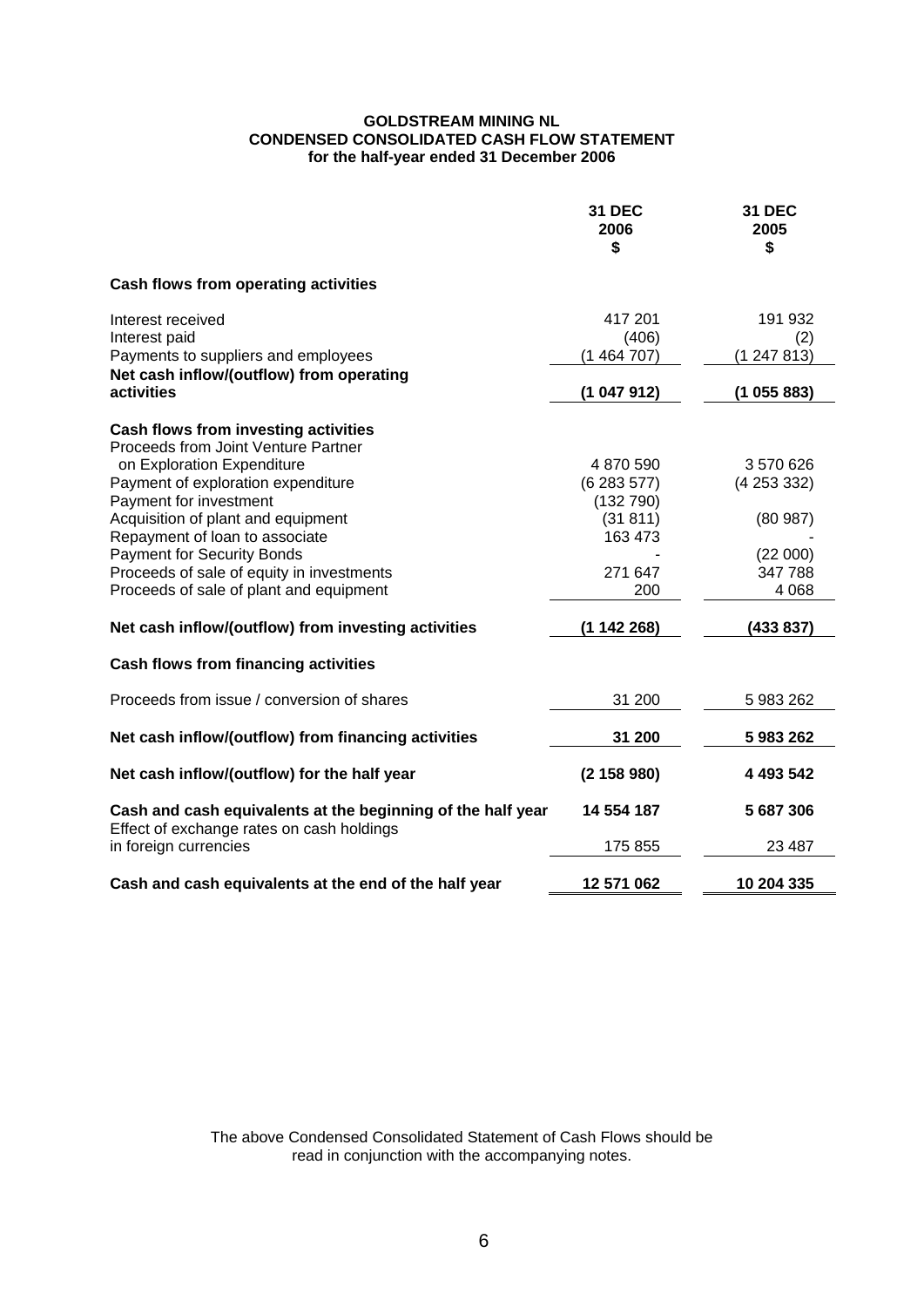**GOLDSTREAM MINING NL**
**CONDENSED CONSOLIDATED CASH FLOW STATEMENT**
**for the half-year ended 31 December 2006**

| | 31 DEC 2006 $ | 31 DEC 2005 $ |
|---|---|---|
| **Cash flows from operating activities** | | |
| Interest received | 417 201 | 191 932 |
| Interest paid | (406) | (2) |
| Payments to suppliers and employees | (1 464 707) | (1 247 813) |
| **Net cash inflow/(outflow) from operating activities** | **(1 047 912)** | **(1 055 883)** |
| **Cash flows from investing activities** | | |
| Proceeds from Joint Venture Partner on Exploration Expenditure | 4 870 590 | 3 570 626 |
| Payment of exploration expenditure | (6 283 577) | (4 253 332) |
| Payment for investment | (132 790) | |
| Acquisition of plant and equipment | (31 811) | (80 987) |
| Repayment of loan to associate | 163 473 | - |
| Payment for Security Bonds | - | (22 000) |
| Proceeds of sale of equity in investments | 271 647 | 347 788 |
| Proceeds of sale of plant and equipment | 200 | 4 068 |
| **Net cash inflow/(outflow) from investing activities** | **(1 142 268)** | **(433 837)** |
| **Cash flows from financing activities** | | |
| Proceeds from issue / conversion of shares | 31 200 | 5 983 262 |
| **Net cash inflow/(outflow) from financing activities** | **31 200** | **5 983 262** |
| **Net cash inflow/(outflow) for the half year** | **(2 158 980)** | **4 493 542** |
| **Cash and cash equivalents at the beginning of the half year** | **14 554 187** | **5 687 306** |
| Effect of exchange rates on cash holdings in foreign currencies | 175 855 | 23 487 |
| **Cash and cash equivalents at the end of the half year** | **12 571 062** | **10 204 335** |

The above Condensed Consolidated Statement of Cash Flows should be read in conjunction with the accompanying notes.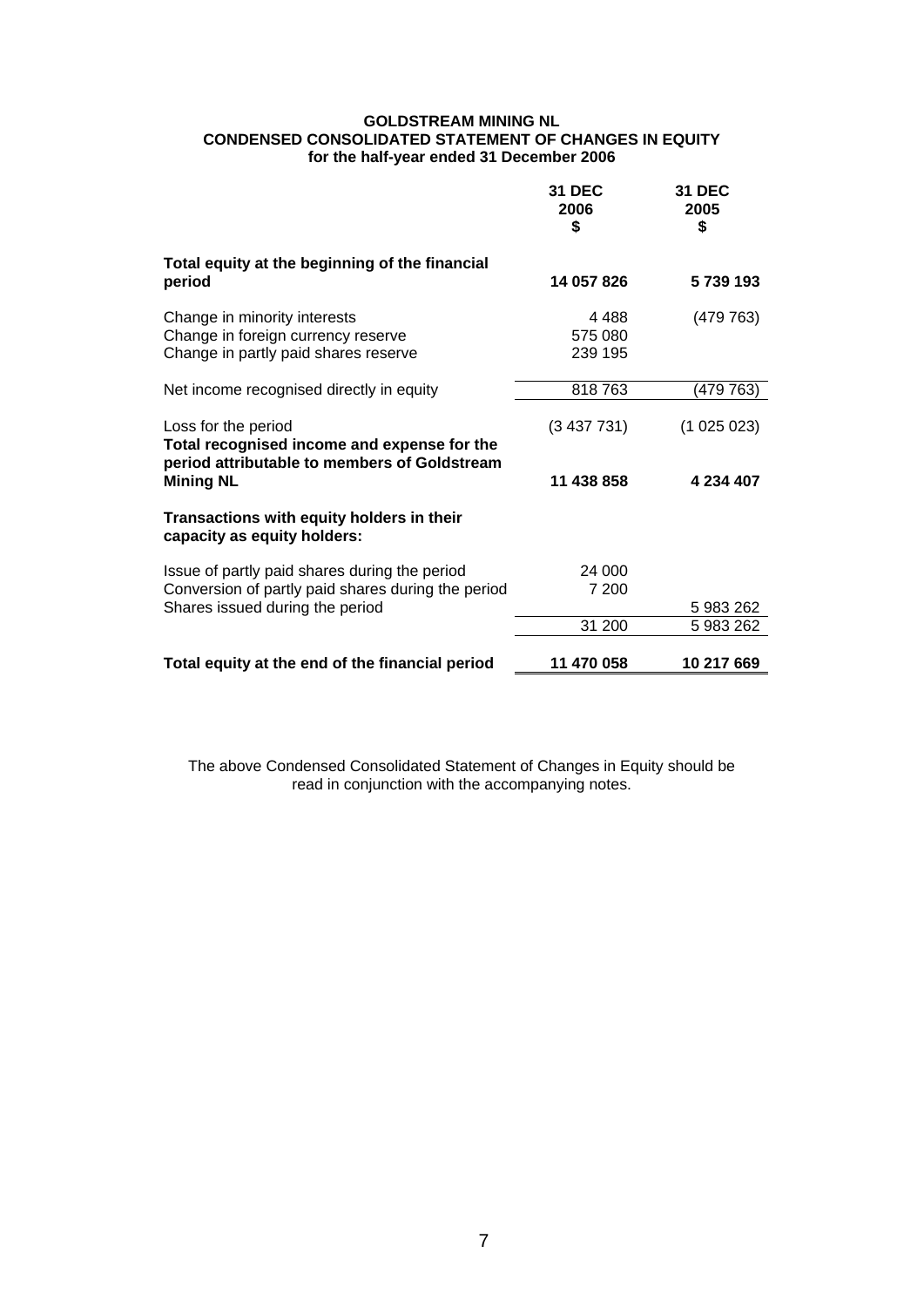**GOLDSTREAM MINING NL**
**CONDENSED CONSOLIDATED STATEMENT OF CHANGES IN EQUITY**
**for the half-year ended 31 December 2006**

| | 31 DEC 2006 $ | 31 DEC 2005 $ |
|---|---|---|
| **Total equity at the beginning of the financial period** | **14 057 826** | **5 739 193** |
| Change in minority interests | 4 488 | (479 763) |
| Change in foreign currency reserve | 575 080 | |
| Change in partly paid shares reserve | 239 195 | |
| Net income recognised directly in equity | 818 763 | (479 763) |
| Loss for the period | (3 437 731) | (1 025 023) |
| **Total recognised income and expense for the period attributable to members of Goldstream Mining NL** | **11 438 858** | **4 234 407** |
| **Transactions with equity holders in their capacity as equity holders:** | | |
| Issue of partly paid shares during the period | 24 000 | |
| Conversion of partly paid shares during the period | 7 200 | |
| Shares issued during the period | | 5 983 262 |
| | 31 200 | 5 983 262 |
| **Total equity at the end of the financial period** | **11 470 058** | **10 217 669** |

The above Condensed Consolidated Statement of Changes in Equity should be read in conjunction with the accompanying notes.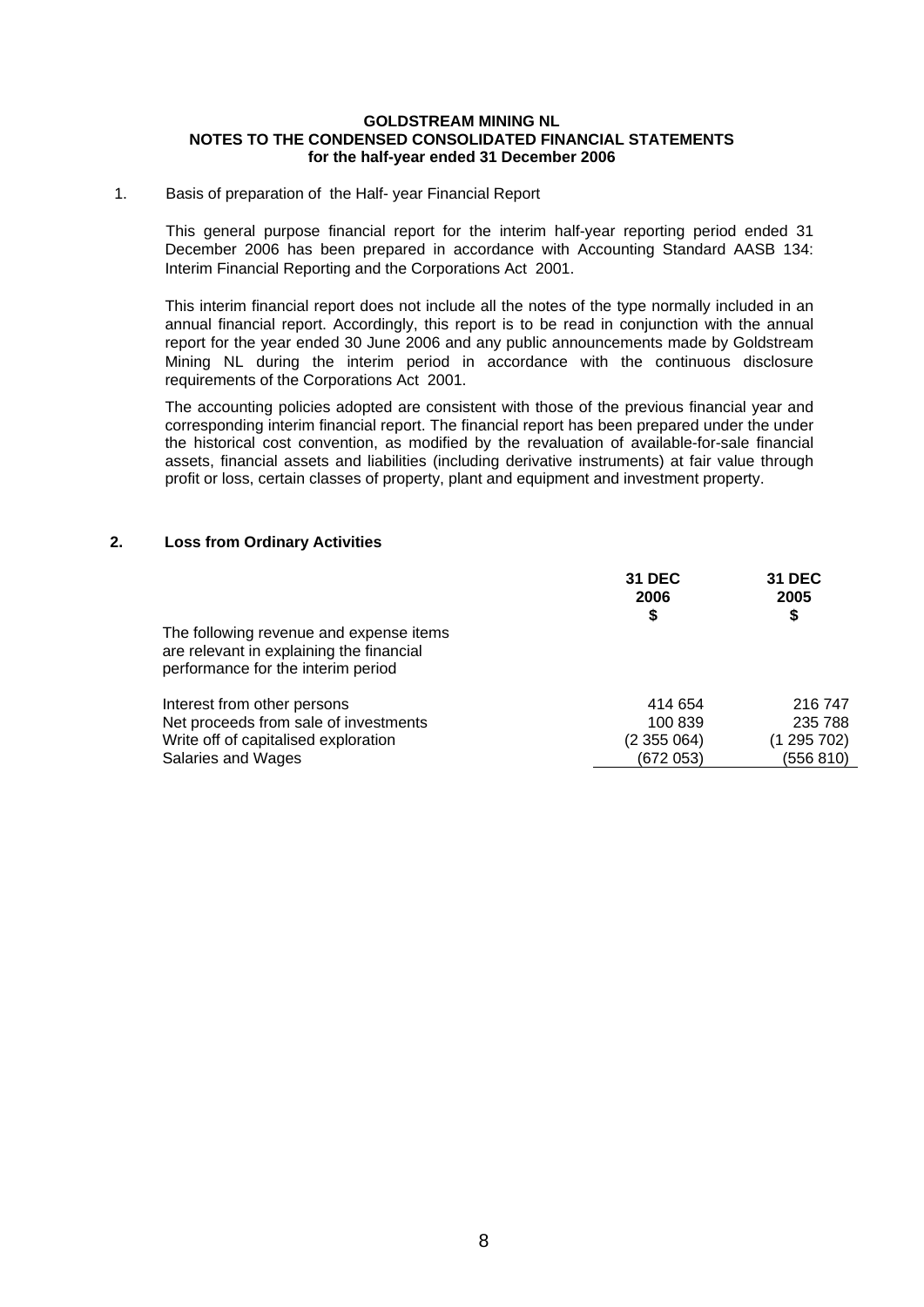**GOLDSTREAM MINING NL**
**NOTES TO THE CONDENSED CONSOLIDATED FINANCIAL STATEMENTS**
**for the half-year ended 31 December 2006**

1. Basis of preparation of the Half- year Financial Report

This general purpose financial report for the interim half-year reporting period ended 31 December 2006 has been prepared in accordance with Accounting Standard AASB 134: Interim Financial Reporting and the Corporations Act 2001.

This interim financial report does not include all the notes of the type normally included in an annual financial report. Accordingly, this report is to be read in conjunction with the annual report for the year ended 30 June 2006 and any public announcements made by Goldstream Mining NL during the interim period in accordance with the continuous disclosure requirements of the Corporations Act 2001.

The accounting policies adopted are consistent with those of the previous financial year and corresponding interim financial report. The financial report has been prepared under the under the historical cost convention, as modified by the revaluation of available-for-sale financial assets, financial assets and liabilities (including derivative instruments) at fair value through profit or loss, certain classes of property, plant and equipment and investment property.

## 2. Loss from Ordinary Activities

| | 31 DEC 2006 $ | 31 DEC 2005 $ |
|---|---|---|
| The following revenue and expense items are relevant in explaining the financial performance for the interim period | | |
| Interest from other persons | 414 654 | 216 747 |
| Net proceeds from sale of investments | 100 839 | 235 788 |
| Write off of capitalised exploration | (2 355 064) | (1 295 702) |
| Salaries and Wages | (672 053) | (556 810) |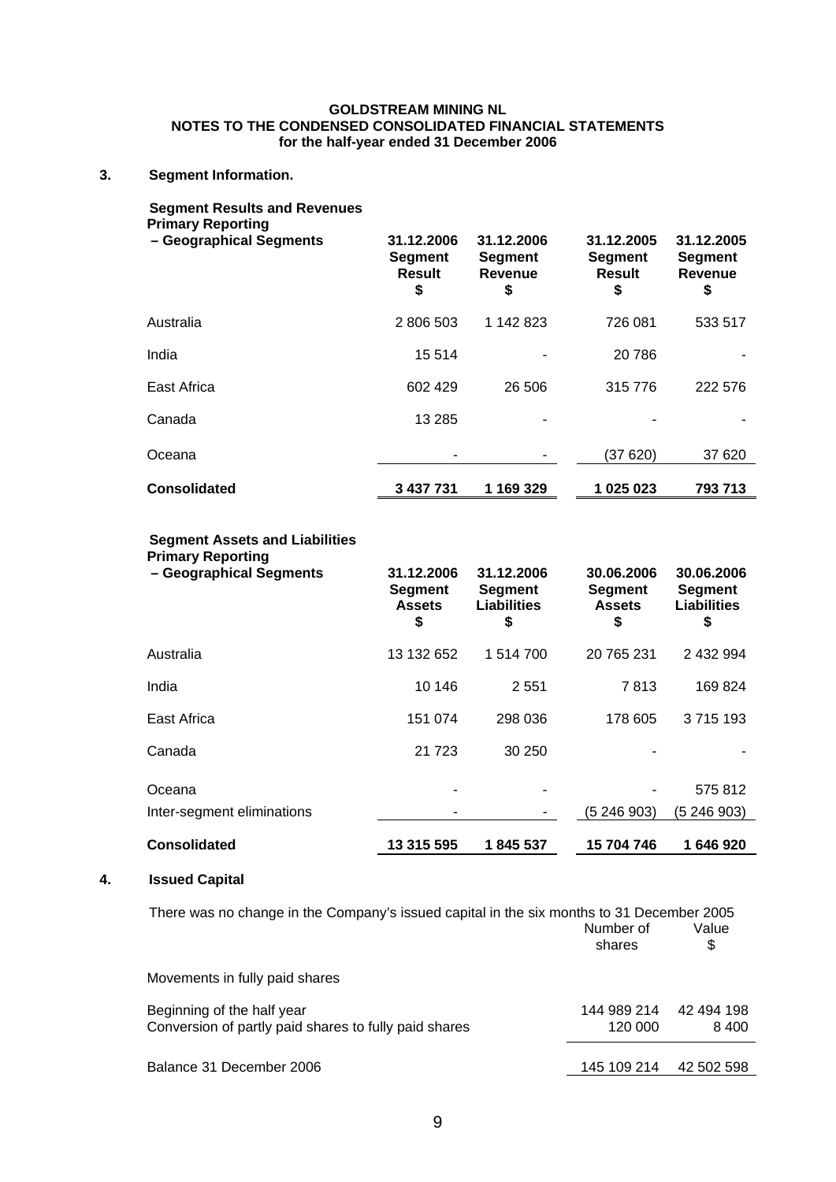GOLDSTREAM MINING NL
NOTES TO THE CONDENSED CONSOLIDATED FINANCIAL STATEMENTS
for the half-year ended 31 December 2006

## 3. Segment Information.

**Segment Results and Revenues**
**Primary Reporting**

| – Geographical Segments | 31.12.2006 Segment Result $ | 31.12.2006 Segment Revenue $ | 31.12.2005 Segment Result $ | 31.12.2005 Segment Revenue $ |
|---|---|---|---|---|
| Australia | 2 806 503 | 1 142 823 | 726 081 | 533 517 |
| India | 15 514 | - | 20 786 | - |
| East Africa | 602 429 | 26 506 | 315 776 | 222 576 |
| Canada | 13 285 | - | - | - |
| Oceana | - | - | (37 620) | 37 620 |
| **Consolidated** | **3 437 731** | **1 169 329** | **1 025 023** | **793 713** |

**Segment Assets and Liabilities**
**Primary Reporting**

| – Geographical Segments | 31.12.2006 Segment Assets $ | 31.12.2006 Segment Liabilities $ | 30.06.2006 Segment Assets $ | 30.06.2006 Segment Liabilities $ |
|---|---|---|---|---|
| Australia | 13 132 652 | 1 514 700 | 20 765 231 | 2 432 994 |
| India | 10 146 | 2 551 | 7 813 | 169 824 |
| East Africa | 151 074 | 298 036 | 178 605 | 3 715 193 |
| Canada | 21 723 | 30 250 | - | - |
| Oceana | - | - | - | 575 812 |
| Inter-segment eliminations | - | - | (5 246 903) | (5 246 903) |
| **Consolidated** | **13 315 595** | **1 845 537** | **15 704 746** | **1 646 920** |

## 4. Issued Capital

There was no change in the Company's issued capital in the six months to 31 December 2005

| | Number of shares | Value $ |
|---|---|---|
| Movements in fully paid shares | | |
| Beginning of the half year | 144 989 214 | 42 494 198 |
| Conversion of partly paid shares to fully paid shares | 120 000 | 8 400 |
| Balance 31 December 2006 | 145 109 214 | 42 502 598 |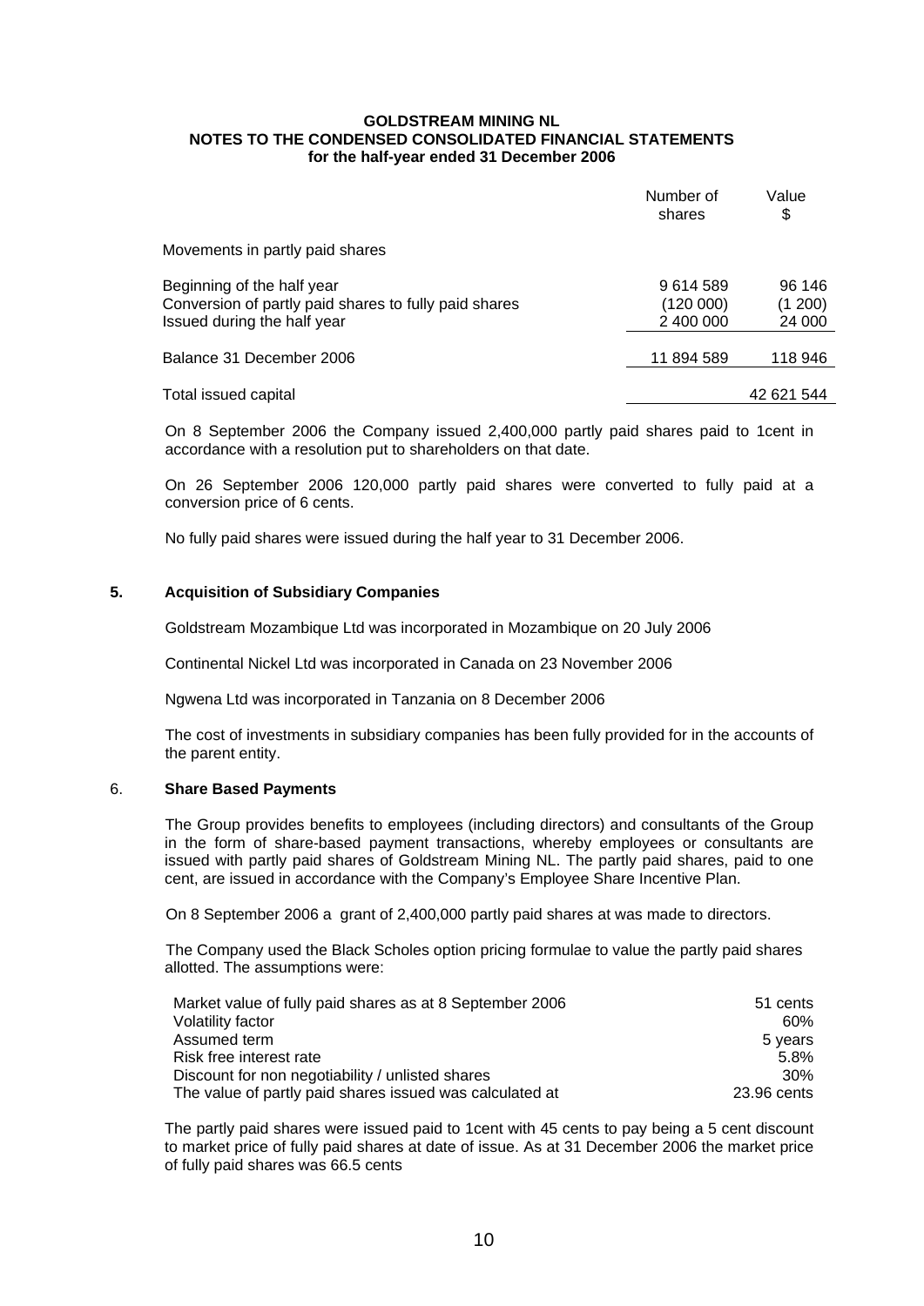**GOLDSTREAM MINING NL**
**NOTES TO THE CONDENSED CONSOLIDATED FINANCIAL STATEMENTS**
**for the half-year ended 31 December 2006**

| | Number of shares | Value $ |
|---|---|---|
| Movements in partly paid shares | | |
| Beginning of the half year | 9 614 589 | 96 146 |
| Conversion of partly paid shares to fully paid shares | (120 000) | (1 200) |
| Issued during the half year | 2 400 000 | 24 000 |
| Balance 31 December 2006 | 11 894 589 | 118 946 |
| Total issued capital | | 42 621 544 |

On 8 September 2006 the Company issued 2,400,000 partly paid shares paid to 1cent in accordance with a resolution put to shareholders on that date.

On 26 September 2006 120,000 partly paid shares were converted to fully paid at a conversion price of 6 cents.

No fully paid shares were issued during the half year to 31 December 2006.

## 5. Acquisition of Subsidiary Companies

Goldstream Mozambique Ltd was incorporated in Mozambique on 20 July 2006

Continental Nickel Ltd was incorporated in Canada on 23 November 2006

Ngwena Ltd was incorporated in Tanzania on 8 December 2006

The cost of investments in subsidiary companies has been fully provided for in the accounts of the parent entity.

## 6. Share Based Payments

The Group provides benefits to employees (including directors) and consultants of the Group in the form of share-based payment transactions, whereby employees or consultants are issued with partly paid shares of Goldstream Mining NL. The partly paid shares, paid to one cent, are issued in accordance with the Company's Employee Share Incentive Plan.

On 8 September 2006 a grant of 2,400,000 partly paid shares at was made to directors.

The Company used the Black Scholes option pricing formulae to value the partly paid shares allotted. The assumptions were:

| | |
|---|---|
| Market value of fully paid shares as at 8 September 2006 | 51 cents |
| Volatility factor | 60% |
| Assumed term | 5 years |
| Risk free interest rate | 5.8% |
| Discount for non negotiability / unlisted shares | 30% |
| The value of partly paid shares issued was calculated at | 23.96 cents |

The partly paid shares were issued paid to 1cent with 45 cents to pay being a 5 cent discount to market price of fully paid shares at date of issue. As at 31 December 2006 the market price of fully paid shares was 66.5 cents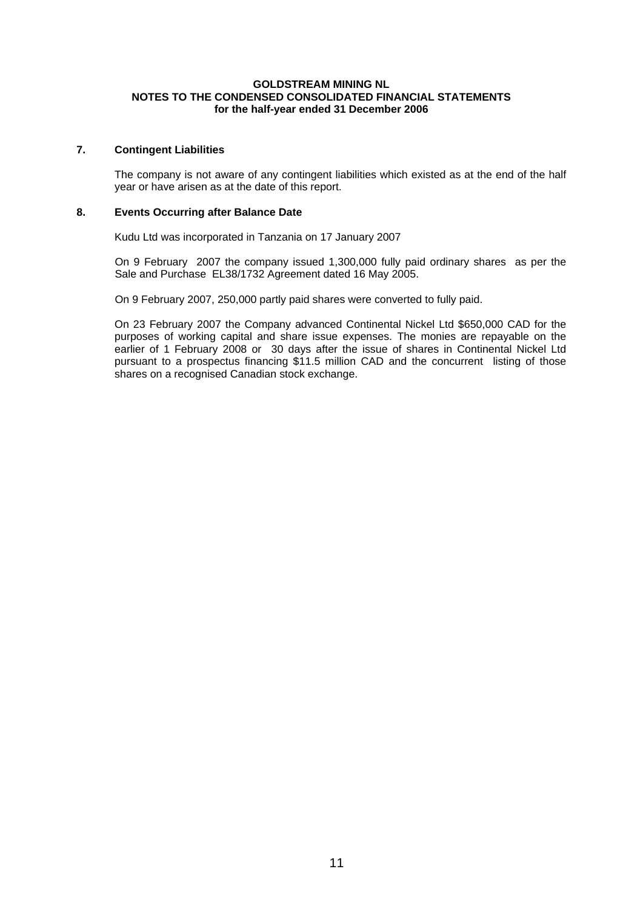**GOLDSTREAM MINING NL**
**NOTES TO THE CONDENSED CONSOLIDATED FINANCIAL STATEMENTS**
**for the half-year ended 31 December 2006**

## 7. Contingent Liabilities

The company is not aware of any contingent liabilities which existed as at the end of the half year or have arisen as at the date of this report.

## 8. Events Occurring after Balance Date

Kudu Ltd was incorporated in Tanzania on 17 January 2007

On 9 February 2007 the company issued 1,300,000 fully paid ordinary shares as per the Sale and Purchase EL38/1732 Agreement dated 16 May 2005.

On 9 February 2007, 250,000 partly paid shares were converted to fully paid.

On 23 February 2007 the Company advanced Continental Nickel Ltd $650,000 CAD for the purposes of working capital and share issue expenses. The monies are repayable on the earlier of 1 February 2008 or 30 days after the issue of shares in Continental Nickel Ltd pursuant to a prospectus financing $11.5 million CAD and the concurrent listing of those shares on a recognised Canadian stock exchange.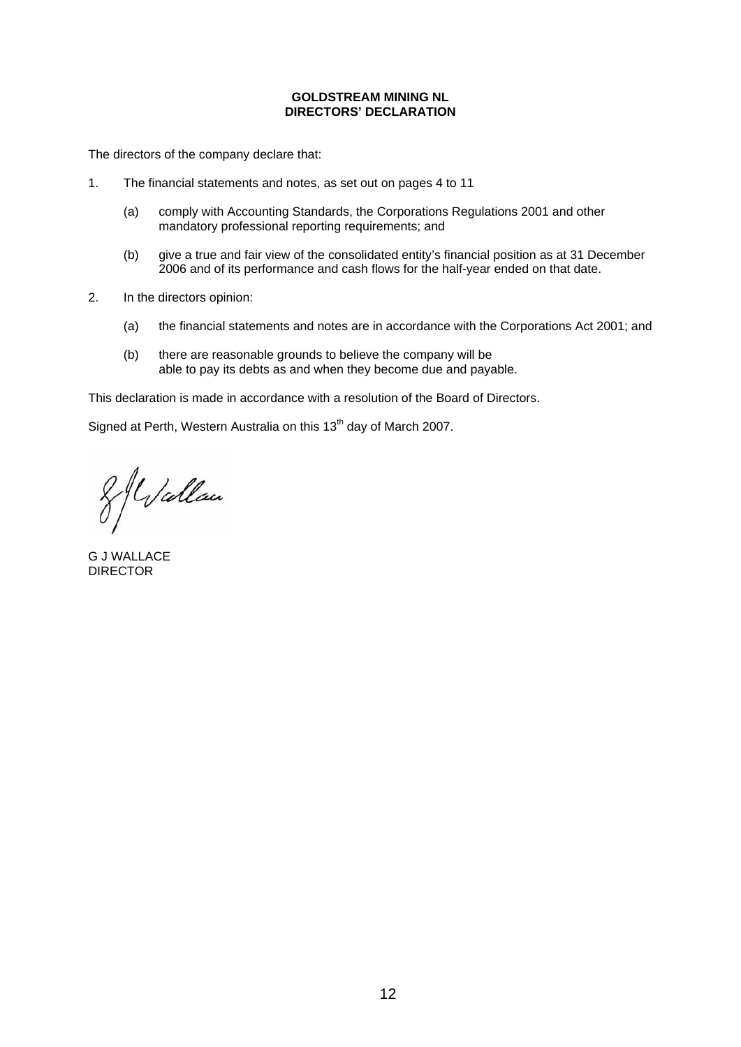**GOLDSTREAM MINING NL**
**DIRECTORS' DECLARATION**

The directors of the company declare that:

1. The financial statements and notes, as set out on pages 4 to 11

   (a) comply with Accounting Standards, the Corporations Regulations 2001 and other mandatory professional reporting requirements; and

   (b) give a true and fair view of the consolidated entity's financial position as at 31 December 2006 and of its performance and cash flows for the half-year ended on that date.

2. In the directors opinion:

   (a) the financial statements and notes are in accordance with the Corporations Act 2001; and

   (b) there are reasonable grounds to believe the company will be able to pay its debts as and when they become due and payable.

This declaration is made in accordance with a resolution of the Board of Directors.

Signed at Perth, Western Australia on this 13th day of March 2007.

G J WALLACE
DIRECTOR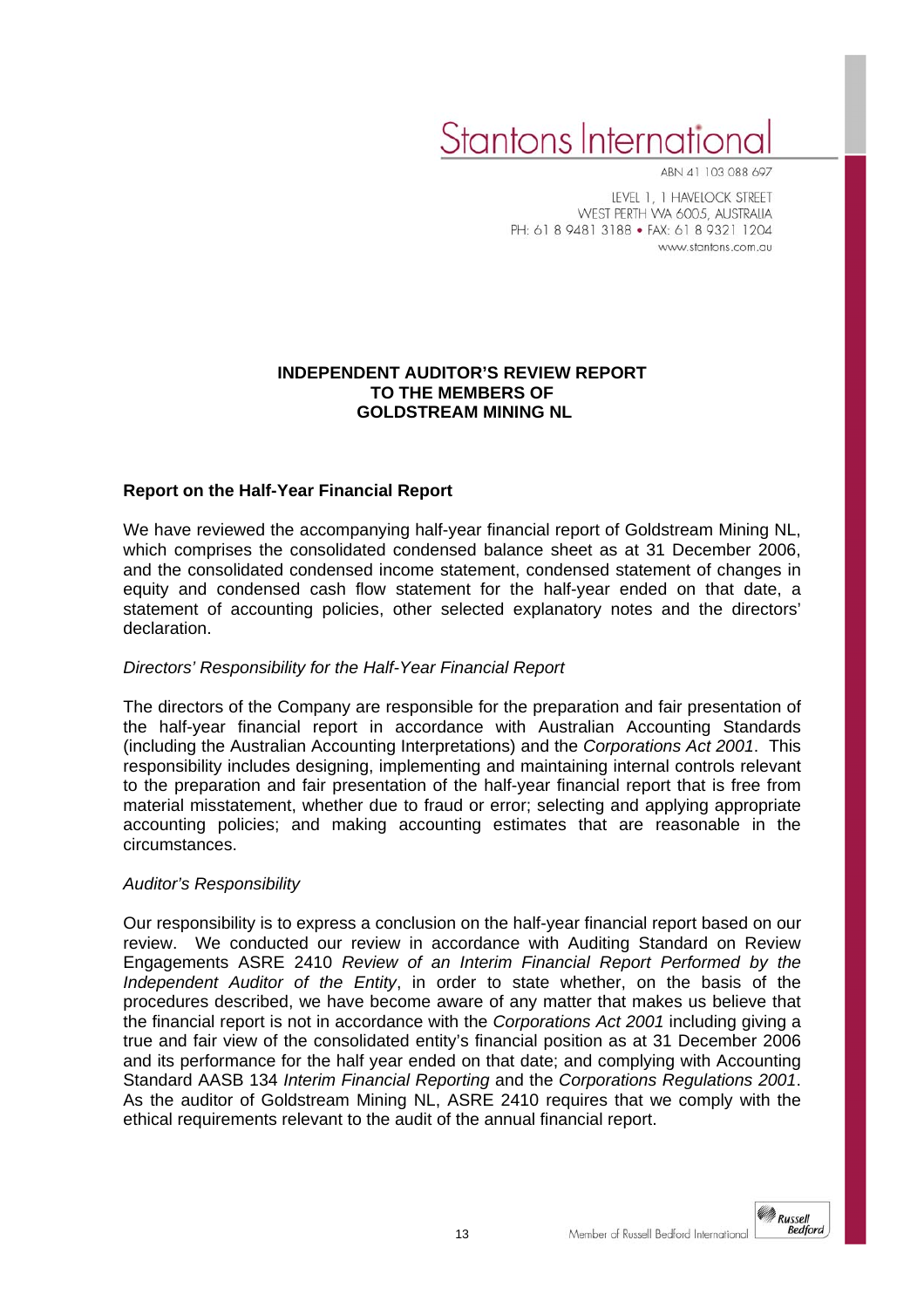Stantons International

ABN 41 103 088 697

LEVEL 1, 1 HAVELOCK STREET
WEST PERTH WA 6005, AUSTRALIA
PH: 61 8 9481 3188 • FAX: 61 8 9321 1204
www.stantons.com.au

**INDEPENDENT AUDITOR'S REVIEW REPORT**
**TO THE MEMBERS OF**
**GOLDSTREAM MINING NL**

## Report on the Half-Year Financial Report

We have reviewed the accompanying half-year financial report of Goldstream Mining NL, which comprises the consolidated condensed balance sheet as at 31 December 2006, and the consolidated condensed income statement, condensed statement of changes in equity and condensed cash flow statement for the half-year ended on that date, a statement of accounting policies, other selected explanatory notes and the directors' declaration.

*Directors' Responsibility for the Half-Year Financial Report*

The directors of the Company are responsible for the preparation and fair presentation of the half-year financial report in accordance with Australian Accounting Standards (including the Australian Accounting Interpretations) and the *Corporations Act 2001*. This responsibility includes designing, implementing and maintaining internal controls relevant to the preparation and fair presentation of the half-year financial report that is free from material misstatement, whether due to fraud or error; selecting and applying appropriate accounting policies; and making accounting estimates that are reasonable in the circumstances.

*Auditor's Responsibility*

Our responsibility is to express a conclusion on the half-year financial report based on our review. We conducted our review in accordance with Auditing Standard on Review Engagements ASRE 2410 *Review of an Interim Financial Report Performed by the Independent Auditor of the Entity*, in order to state whether, on the basis of the procedures described, we have become aware of any matter that makes us believe that the financial report is not in accordance with the *Corporations Act 2001* including giving a true and fair view of the consolidated entity's financial position as at 31 December 2006 and its performance for the half year ended on that date; and complying with Accounting Standard AASB 134 *Interim Financial Reporting* and the *Corporations Regulations 2001*. As the auditor of Goldstream Mining NL, ASRE 2410 requires that we comply with the ethical requirements relevant to the audit of the annual financial report.

Member of Russell Bedford International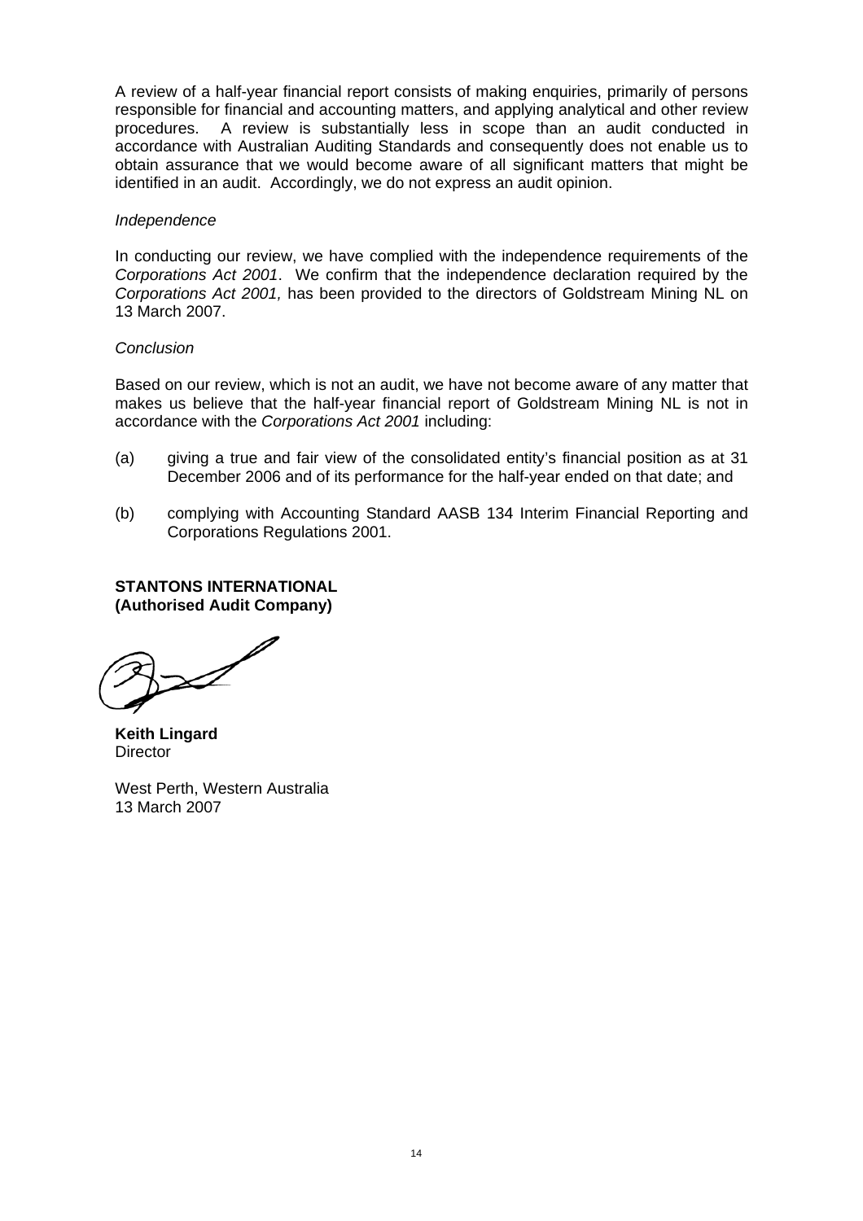A review of a half-year financial report consists of making enquiries, primarily of persons responsible for financial and accounting matters, and applying analytical and other review procedures. A review is substantially less in scope than an audit conducted in accordance with Australian Auditing Standards and consequently does not enable us to obtain assurance that we would become aware of all significant matters that might be identified in an audit. Accordingly, we do not express an audit opinion.

*Independence*

In conducting our review, we have complied with the independence requirements of the *Corporations Act 2001*. We confirm that the independence declaration required by the *Corporations Act 2001,* has been provided to the directors of Goldstream Mining NL on 13 March 2007.

*Conclusion*

Based on our review, which is not an audit, we have not become aware of any matter that makes us believe that the half-year financial report of Goldstream Mining NL is not in accordance with the *Corporations Act 2001* including:

(a) giving a true and fair view of the consolidated entity's financial position as at 31 December 2006 and of its performance for the half-year ended on that date; and

(b) complying with Accounting Standard AASB 134 Interim Financial Reporting and Corporations Regulations 2001.

**STANTONS INTERNATIONAL**
**(Authorised Audit Company)**

**Keith Lingard**
Director

West Perth, Western Australia
13 March 2007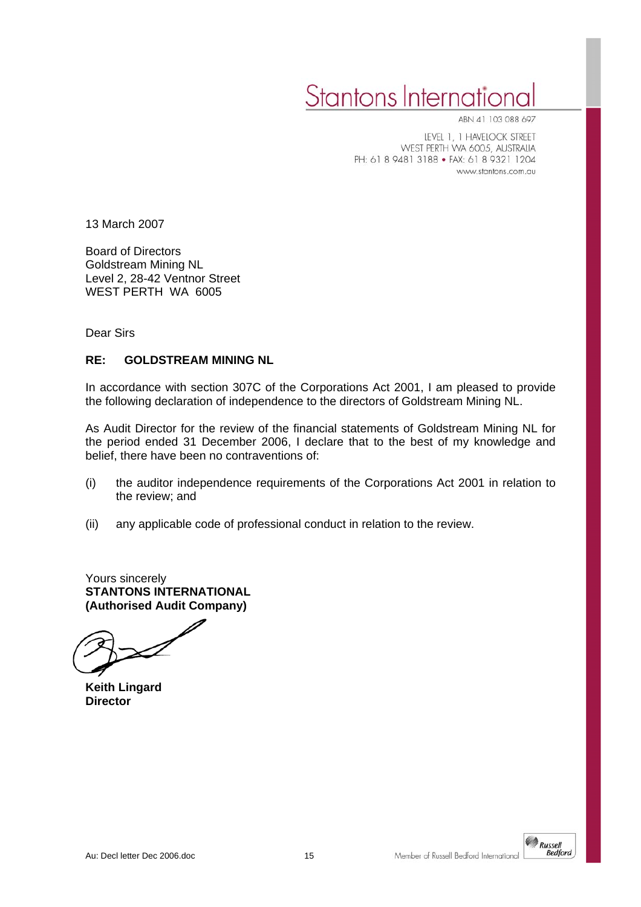Stantons International

ABN 41 103 088 697

LEVEL 1, 1 HAVELOCK STREET
WEST PERTH WA 6005, AUSTRALIA
PH: 61 8 9481 3188 • FAX: 61 8 9321 1204
www.stantons.com.au

13 March 2007

Board of Directors
Goldstream Mining NL
Level 2, 28-42 Ventnor Street
WEST PERTH WA 6005

Dear Sirs

**RE: GOLDSTREAM MINING NL**

In accordance with section 307C of the Corporations Act 2001, I am pleased to provide the following declaration of independence to the directors of Goldstream Mining NL.

As Audit Director for the review of the financial statements of Goldstream Mining NL for the period ended 31 December 2006, I declare that to the best of my knowledge and belief, there have been no contraventions of:

(i) the auditor independence requirements of the Corporations Act 2001 in relation to the review; and

(ii) any applicable code of professional conduct in relation to the review.

Yours sincerely
**STANTONS INTERNATIONAL**
**(Authorised Audit Company)**

**Keith Lingard**
**Director**

Au: Decl letter Dec 2006.doc

Member of Russell Bedford International